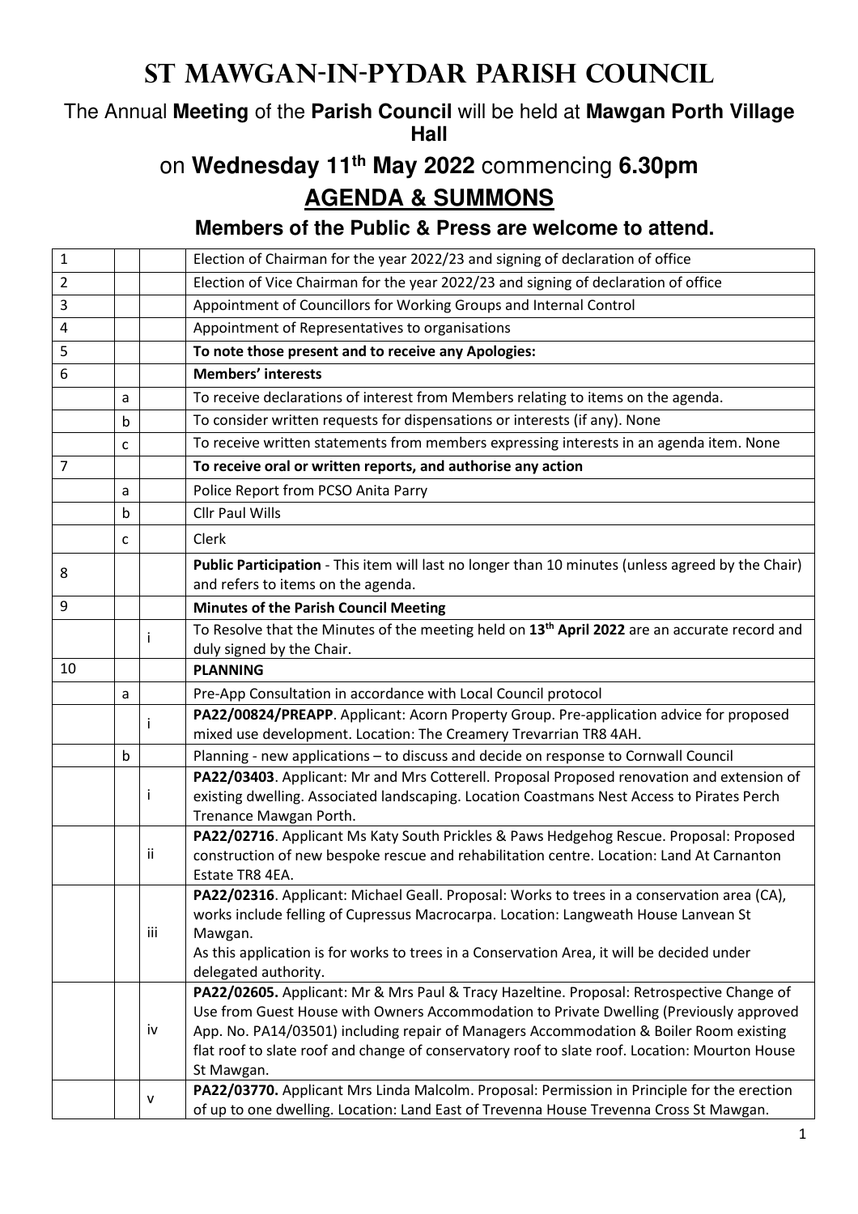# ST MAWGAN-IN-PYDAR PARISH COUNCIL

The Annual **Meeting** of the **Parish Council** will be held at **Mawgan Porth Village Hall**

on **Wednesday 11th May 2022** commencing **6.30pm**

## AGENDA & SUMMONS

**Members of the Public & Press are welcome to attend.**

| | | | |
|---|---|---|---|
| 1 | | | Election of Chairman for the year 2022/23 and signing of declaration of office |
| 2 | | | Election of Vice Chairman for the year 2022/23 and signing of declaration of office |
| 3 | | | Appointment of Councillors for Working Groups and Internal Control |
| 4 | | | Appointment of Representatives to organisations |
| 5 | | | **To note those present and to receive any Apologies:** |
| 6 | | | **Members' interests** |
| | a | | To receive declarations of interest from Members relating to items on the agenda. |
| | b | | To consider written requests for dispensations or interests (if any). None |
| | c | | To receive written statements from members expressing interests in an agenda item. None |
| 7 | | | **To receive oral or written reports, and authorise any action** |
| | a | | Police Report from PCSO Anita Parry |
| | b | | Cllr Paul Wills |
| | c | | Clerk |
| 8 | | | **Public Participation** - This item will last no longer than 10 minutes (unless agreed by the Chair) and refers to items on the agenda. |
| 9 | | | **Minutes of the Parish Council Meeting** |
| | | i | To Resolve that the Minutes of the meeting held on **13th April 2022** are an accurate record and duly signed by the Chair. |
| 10 | | | **PLANNING** |
| | a | | Pre-App Consultation in accordance with Local Council protocol |
| | | i | **PA22/00824/PREAPP**. Applicant: Acorn Property Group. Pre-application advice for proposed mixed use development. Location: The Creamery Trevarrian TR8 4AH. |
| | b | | Planning - new applications – to discuss and decide on response to Cornwall Council |
| | | i | **PA22/03403**. Applicant: Mr and Mrs Cotterell. Proposal Proposed renovation and extension of existing dwelling. Associated landscaping. Location Coastmans Nest Access to Pirates Perch Trenance Mawgan Porth. |
| | | ii | **PA22/02716**. Applicant Ms Katy South Prickles & Paws Hedgehog Rescue. Proposal: Proposed construction of new bespoke rescue and rehabilitation centre. Location: Land At Carnanton Estate TR8 4EA. |
| | | iii | **PA22/02316**. Applicant: Michael Geall. Proposal: Works to trees in a conservation area (CA), works include felling of Cupressus Macrocarpa. Location: Langweath House Lanvean St Mawgan. As this application is for works to trees in a Conservation Area, it will be decided under delegated authority. |
| | | iv | **PA22/02605.** Applicant: Mr & Mrs Paul & Tracy Hazeltine. Proposal: Retrospective Change of Use from Guest House with Owners Accommodation to Private Dwelling (Previously approved App. No. PA14/03501) including repair of Managers Accommodation & Boiler Room existing flat roof to slate roof and change of conservatory roof to slate roof. Location: Mourton House St Mawgan. |
| | | v | **PA22/03770.** Applicant Mrs Linda Malcolm. Proposal: Permission in Principle for the erection of up to one dwelling. Location: Land East of Trevenna House Trevenna Cross St Mawgan. |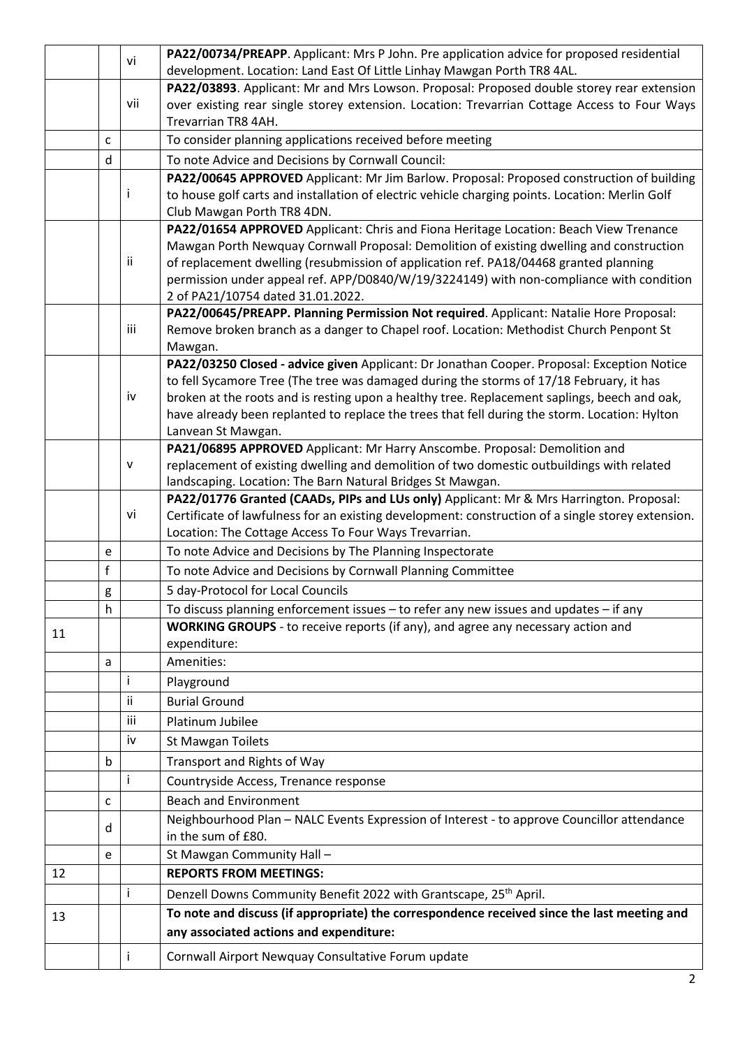| | | | |
|---|---|---|---|
| | | vi | **PA22/00734/PREAPP**. Applicant: Mrs P John. Pre application advice for proposed residential development. Location: Land East Of Little Linhay Mawgan Porth TR8 4AL. |
| | | vii | **PA22/03893**. Applicant: Mr and Mrs Lowson. Proposal: Proposed double storey rear extension over existing rear single storey extension. Location: Trevarrian Cottage Access to Four Ways Trevarrian TR8 4AH. |
| | c | | To consider planning applications received before meeting |
| | d | | To note Advice and Decisions by Cornwall Council: |
| | | i | **PA22/00645 APPROVED** Applicant: Mr Jim Barlow. Proposal: Proposed construction of building to house golf carts and installation of electric vehicle charging points. Location: Merlin Golf Club Mawgan Porth TR8 4DN. |
| | | ii | **PA22/01654 APPROVED** Applicant: Chris and Fiona Heritage Location: Beach View Trenance Mawgan Porth Newquay Cornwall Proposal: Demolition of existing dwelling and construction of replacement dwelling (resubmission of application ref. PA18/04468 granted planning permission under appeal ref. APP/D0840/W/19/3224149) with non-compliance with condition 2 of PA21/10754 dated 31.01.2022. |
| | | iii | **PA22/00645/PREAPP. Planning Permission Not required**. Applicant: Natalie Hore Proposal: Remove broken branch as a danger to Chapel roof. Location: Methodist Church Penpont St Mawgan. |
| | | iv | **PA22/03250 Closed - advice given** Applicant: Dr Jonathan Cooper. Proposal: Exception Notice to fell Sycamore Tree (The tree was damaged during the storms of 17/18 February, it has broken at the roots and is resting upon a healthy tree. Replacement saplings, beech and oak, have already been replanted to replace the trees that fell during the storm. Location: Hylton Lanvean St Mawgan. |
| | | v | **PA21/06895 APPROVED** Applicant: Mr Harry Anscombe. Proposal: Demolition and replacement of existing dwelling and demolition of two domestic outbuildings with related landscaping. Location: The Barn Natural Bridges St Mawgan. |
| | | vi | **PA22/01776 Granted (CAADs, PIPs and LUs only)** Applicant: Mr & Mrs Harrington. Proposal: Certificate of lawfulness for an existing development: construction of a single storey extension. Location: The Cottage Access To Four Ways Trevarrian. |
| | e | | To note Advice and Decisions by The Planning Inspectorate |
| | f | | To note Advice and Decisions by Cornwall Planning Committee |
| | g | | 5 day-Protocol for Local Councils |
| | h | | To discuss planning enforcement issues – to refer any new issues and updates – if any |
| 11 | | | **WORKING GROUPS** - to receive reports (if any), and agree any necessary action and expenditure: |
| | a | | Amenities: |
| | | i | Playground |
| | | ii | Burial Ground |
| | | iii | Platinum Jubilee |
| | | iv | St Mawgan Toilets |
| | b | | Transport and Rights of Way |
| | | i | Countryside Access, Trenance response |
| | c | | Beach and Environment |
| | d | | Neighbourhood Plan – NALC Events Expression of Interest - to approve Councillor attendance in the sum of £80. |
| | e | | St Mawgan Community Hall – |
| 12 | | | **REPORTS FROM MEETINGS:** |
| | | i | Denzell Downs Community Benefit 2022 with Grantscape, 25th April. |
| 13 | | | **To note and discuss (if appropriate) the correspondence received since the last meeting and any associated actions and expenditure:** |
| | | i | Cornwall Airport Newquay Consultative Forum update |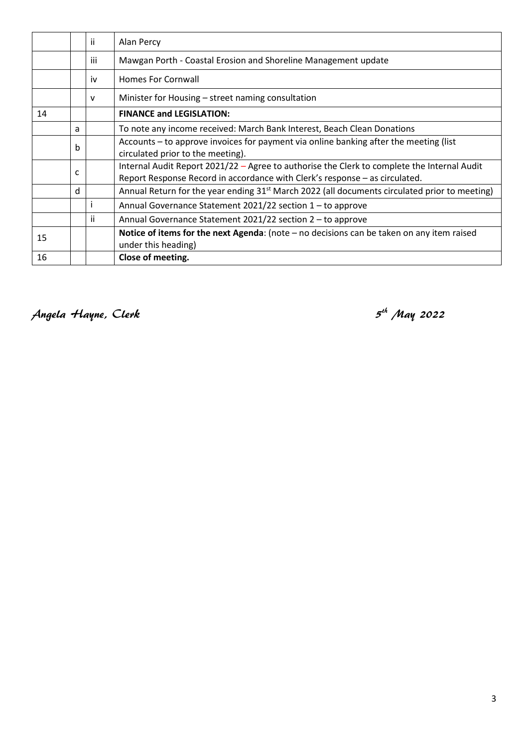| | | | |
|---|---|---|---|
| | | ii | Alan Percy |
| | | iii | Mawgan Porth - Coastal Erosion and Shoreline Management update |
| | | iv | Homes For Cornwall |
| | | v | Minister for Housing – street naming consultation |
| 14 | | | **FINANCE and LEGISLATION:** |
| | a | | To note any income received: March Bank Interest, Beach Clean Donations |
| | b | | Accounts – to approve invoices for payment via online banking after the meeting (list circulated prior to the meeting). |
| | c | | Internal Audit Report 2021/22 – Agree to authorise the Clerk to complete the Internal Audit Report Response Record in accordance with Clerk's response – as circulated. |
| | d | | Annual Return for the year ending 31st March 2022 (all documents circulated prior to meeting) |
| | | i | Annual Governance Statement 2021/22 section 1 – to approve |
| | | ii | Annual Governance Statement 2021/22 section 2 – to approve |
| 15 | | | **Notice of items for the next Agenda**: (note – no decisions can be taken on any item raised under this heading) |
| 16 | | | **Close of meeting.** |

*Angela Hayne, Clerk* *5th May 2022*